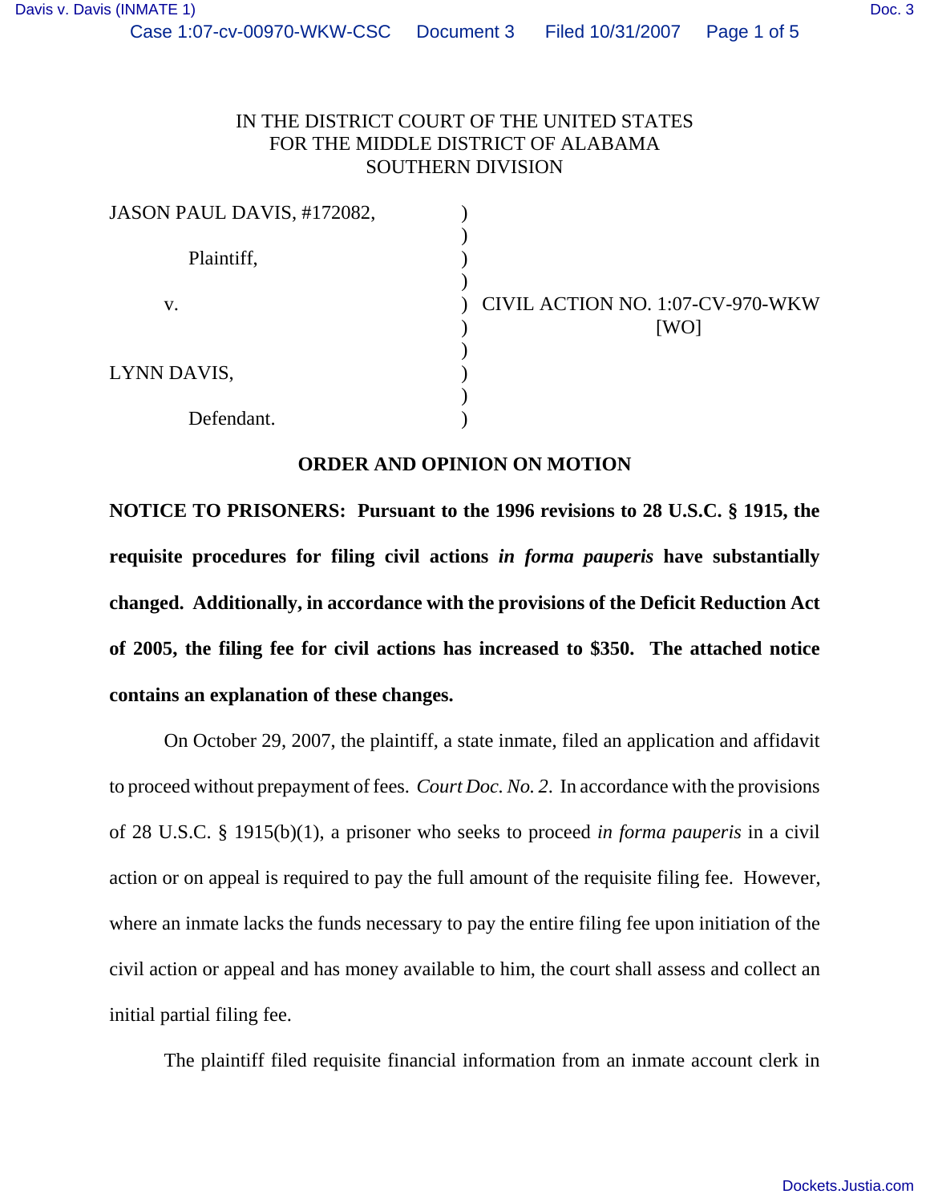IN THE DISTRICT COURT OF THE UNITED STATES
FOR THE MIDDLE DISTRICT OF ALABAMA
SOUTHERN DIVISION

JASON PAUL DAVIS, #172082,

Plaintiff,

v.

LYNN DAVIS,

Defendant.

CIVIL ACTION NO. 1:07-CV-970-WKW
[WO]

## ORDER AND OPINION ON MOTION

**NOTICE TO PRISONERS: Pursuant to the 1996 revisions to 28 U.S.C. § 1915, the requisite procedures for filing civil actions *in forma pauperis* have substantially changed. Additionally, in accordance with the provisions of the Deficit Reduction Act of 2005, the filing fee for civil actions has increased to $350. The attached notice contains an explanation of these changes.**

On October 29, 2007, the plaintiff, a state inmate, filed an application and affidavit to proceed without prepayment of fees. *Court Doc. No. 2*. In accordance with the provisions of 28 U.S.C. § 1915(b)(1), a prisoner who seeks to proceed *in forma pauperis* in a civil action or on appeal is required to pay the full amount of the requisite filing fee. However, where an inmate lacks the funds necessary to pay the entire filing fee upon initiation of the civil action or appeal and has money available to him, the court shall assess and collect an initial partial filing fee.

The plaintiff filed requisite financial information from an inmate account clerk in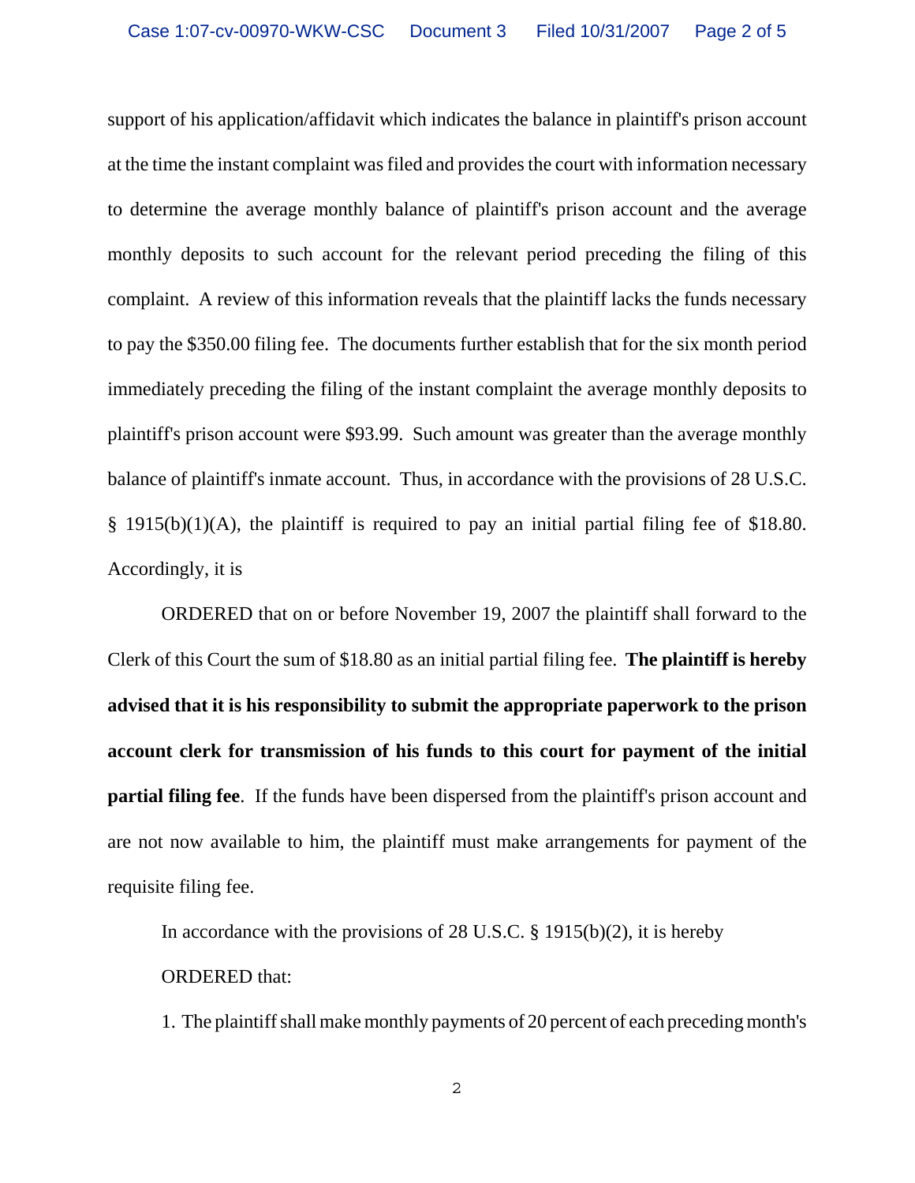support of his application/affidavit which indicates the balance in plaintiff's prison account at the time the instant complaint was filed and provides the court with information necessary to determine the average monthly balance of plaintiff's prison account and the average monthly deposits to such account for the relevant period preceding the filing of this complaint. A review of this information reveals that the plaintiff lacks the funds necessary to pay the $350.00 filing fee. The documents further establish that for the six month period immediately preceding the filing of the instant complaint the average monthly deposits to plaintiff's prison account were $93.99. Such amount was greater than the average monthly balance of plaintiff's inmate account. Thus, in accordance with the provisions of 28 U.S.C. § 1915(b)(1)(A), the plaintiff is required to pay an initial partial filing fee of $18.80. Accordingly, it is

ORDERED that on or before November 19, 2007 the plaintiff shall forward to the Clerk of this Court the sum of $18.80 as an initial partial filing fee. **The plaintiff is hereby advised that it is his responsibility to submit the appropriate paperwork to the prison account clerk for transmission of his funds to this court for payment of the initial partial filing fee**. If the funds have been dispersed from the plaintiff's prison account and are not now available to him, the plaintiff must make arrangements for payment of the requisite filing fee.

In accordance with the provisions of 28 U.S.C. § 1915(b)(2), it is hereby

ORDERED that:

1. The plaintiff shall make monthly payments of 20 percent of each preceding month's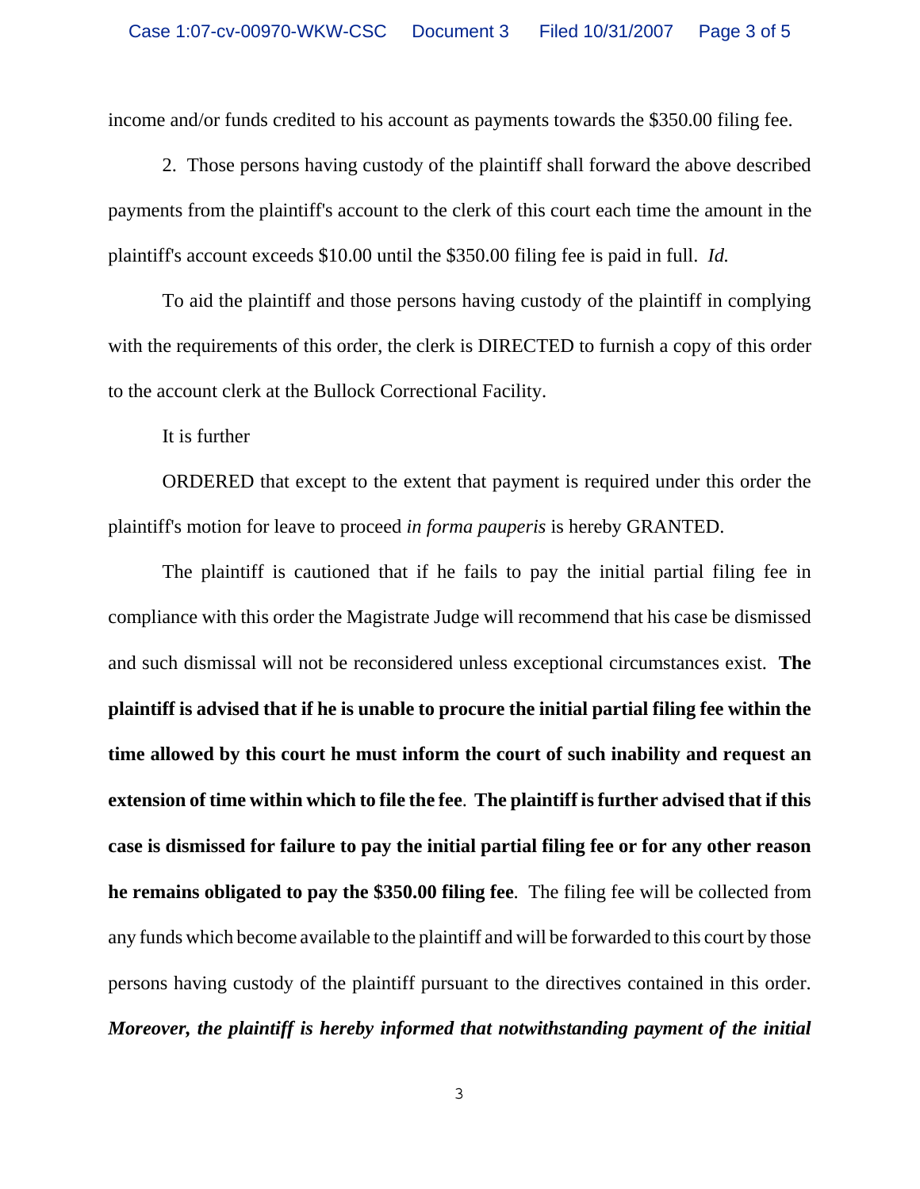income and/or funds credited to his account as payments towards the $350.00 filing fee.

2. Those persons having custody of the plaintiff shall forward the above described payments from the plaintiff's account to the clerk of this court each time the amount in the plaintiff's account exceeds $10.00 until the $350.00 filing fee is paid in full. *Id.*

To aid the plaintiff and those persons having custody of the plaintiff in complying with the requirements of this order, the clerk is DIRECTED to furnish a copy of this order to the account clerk at the Bullock Correctional Facility.

It is further

ORDERED that except to the extent that payment is required under this order the plaintiff's motion for leave to proceed *in forma pauperis* is hereby GRANTED.

The plaintiff is cautioned that if he fails to pay the initial partial filing fee in compliance with this order the Magistrate Judge will recommend that his case be dismissed and such dismissal will not be reconsidered unless exceptional circumstances exist. **The plaintiff is advised that if he is unable to procure the initial partial filing fee within the time allowed by this court he must inform the court of such inability and request an extension of time within which to file the fee**. **The plaintiff is further advised that if this case is dismissed for failure to pay the initial partial filing fee or for any other reason he remains obligated to pay the $350.00 filing fee**. The filing fee will be collected from any funds which become available to the plaintiff and will be forwarded to this court by those persons having custody of the plaintiff pursuant to the directives contained in this order. ***Moreover, the plaintiff is hereby informed that notwithstanding payment of the initial***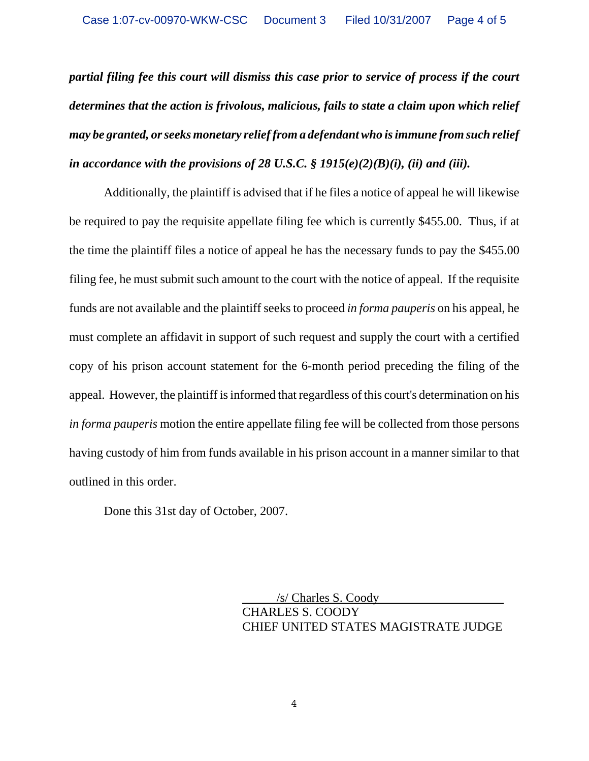***partial filing fee this court will dismiss this case prior to service of process if the court determines that the action is frivolous, malicious, fails to state a claim upon which relief may be granted, or seeks monetary relief from a defendant who is immune from such relief in accordance with the provisions of 28 U.S.C. § 1915(e)(2)(B)(i), (ii) and (iii).***

Additionally, the plaintiff is advised that if he files a notice of appeal he will likewise be required to pay the requisite appellate filing fee which is currently $455.00. Thus, if at the time the plaintiff files a notice of appeal he has the necessary funds to pay the $455.00 filing fee, he must submit such amount to the court with the notice of appeal. If the requisite funds are not available and the plaintiff seeks to proceed *in forma pauperis* on his appeal, he must complete an affidavit in support of such request and supply the court with a certified copy of his prison account statement for the 6-month period preceding the filing of the appeal. However, the plaintiff is informed that regardless of this court's determination on his *in forma pauperis* motion the entire appellate filing fee will be collected from those persons having custody of him from funds available in his prison account in a manner similar to that outlined in this order.

Done this 31st day of October, 2007.

/s/ Charles S. Coody
CHARLES S. COODY
CHIEF UNITED STATES MAGISTRATE JUDGE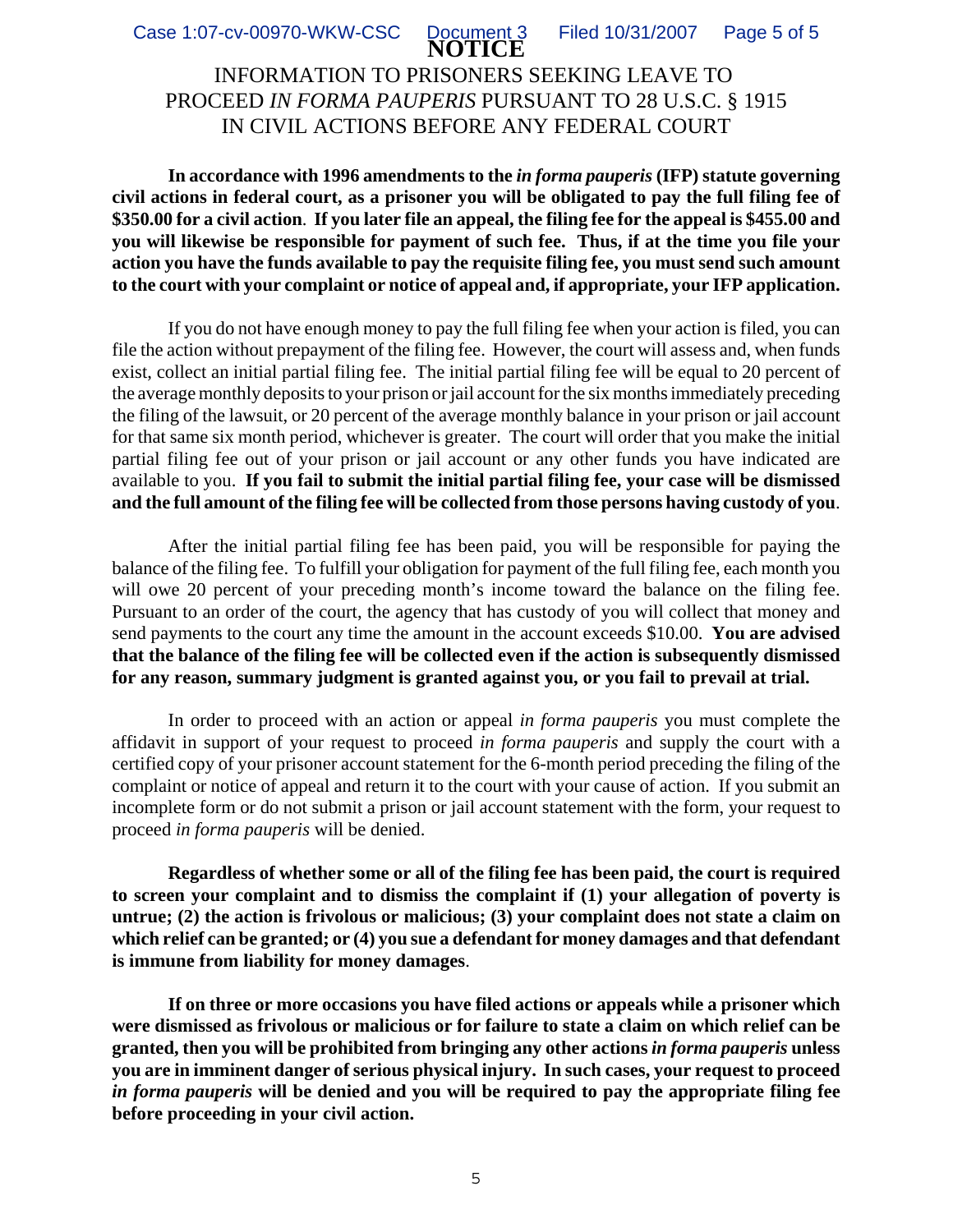# NOTICE

## INFORMATION TO PRISONERS SEEKING LEAVE TO PROCEED *IN FORMA PAUPERIS* PURSUANT TO 28 U.S.C. § 1915 IN CIVIL ACTIONS BEFORE ANY FEDERAL COURT

**In accordance with 1996 amendments to the *in forma pauperis* (IFP) statute governing civil actions in federal court, as a prisoner you will be obligated to pay the full filing fee of $350.00 for a civil action. If you later file an appeal, the filing fee for the appeal is $455.00 and you will likewise be responsible for payment of such fee. Thus, if at the time you file your action you have the funds available to pay the requisite filing fee, you must send such amount to the court with your complaint or notice of appeal and, if appropriate, your IFP application.**

If you do not have enough money to pay the full filing fee when your action is filed, you can file the action without prepayment of the filing fee. However, the court will assess and, when funds exist, collect an initial partial filing fee. The initial partial filing fee will be equal to 20 percent of the average monthly deposits to your prison or jail account for the six months immediately preceding the filing of the lawsuit, or 20 percent of the average monthly balance in your prison or jail account for that same six month period, whichever is greater. The court will order that you make the initial partial filing fee out of your prison or jail account or any other funds you have indicated are available to you. **If you fail to submit the initial partial filing fee, your case will be dismissed and the full amount of the filing fee will be collected from those persons having custody of you**.

After the initial partial filing fee has been paid, you will be responsible for paying the balance of the filing fee. To fulfill your obligation for payment of the full filing fee, each month you will owe 20 percent of your preceding month's income toward the balance on the filing fee. Pursuant to an order of the court, the agency that has custody of you will collect that money and send payments to the court any time the amount in the account exceeds $10.00. **You are advised that the balance of the filing fee will be collected even if the action is subsequently dismissed for any reason, summary judgment is granted against you, or you fail to prevail at trial.**

In order to proceed with an action or appeal *in forma pauperis* you must complete the affidavit in support of your request to proceed *in forma pauperis* and supply the court with a certified copy of your prisoner account statement for the 6-month period preceding the filing of the complaint or notice of appeal and return it to the court with your cause of action. If you submit an incomplete form or do not submit a prison or jail account statement with the form, your request to proceed *in forma pauperis* will be denied.

**Regardless of whether some or all of the filing fee has been paid, the court is required to screen your complaint and to dismiss the complaint if (1) your allegation of poverty is untrue; (2) the action is frivolous or malicious; (3) your complaint does not state a claim on which relief can be granted; or (4) you sue a defendant for money damages and that defendant is immune from liability for money damages**.

**If on three or more occasions you have filed actions or appeals while a prisoner which were dismissed as frivolous or malicious or for failure to state a claim on which relief can be granted, then you will be prohibited from bringing any other actions *in forma pauperis* unless you are in imminent danger of serious physical injury. In such cases, your request to proceed *in forma pauperis* will be denied and you will be required to pay the appropriate filing fee before proceeding in your civil action.**